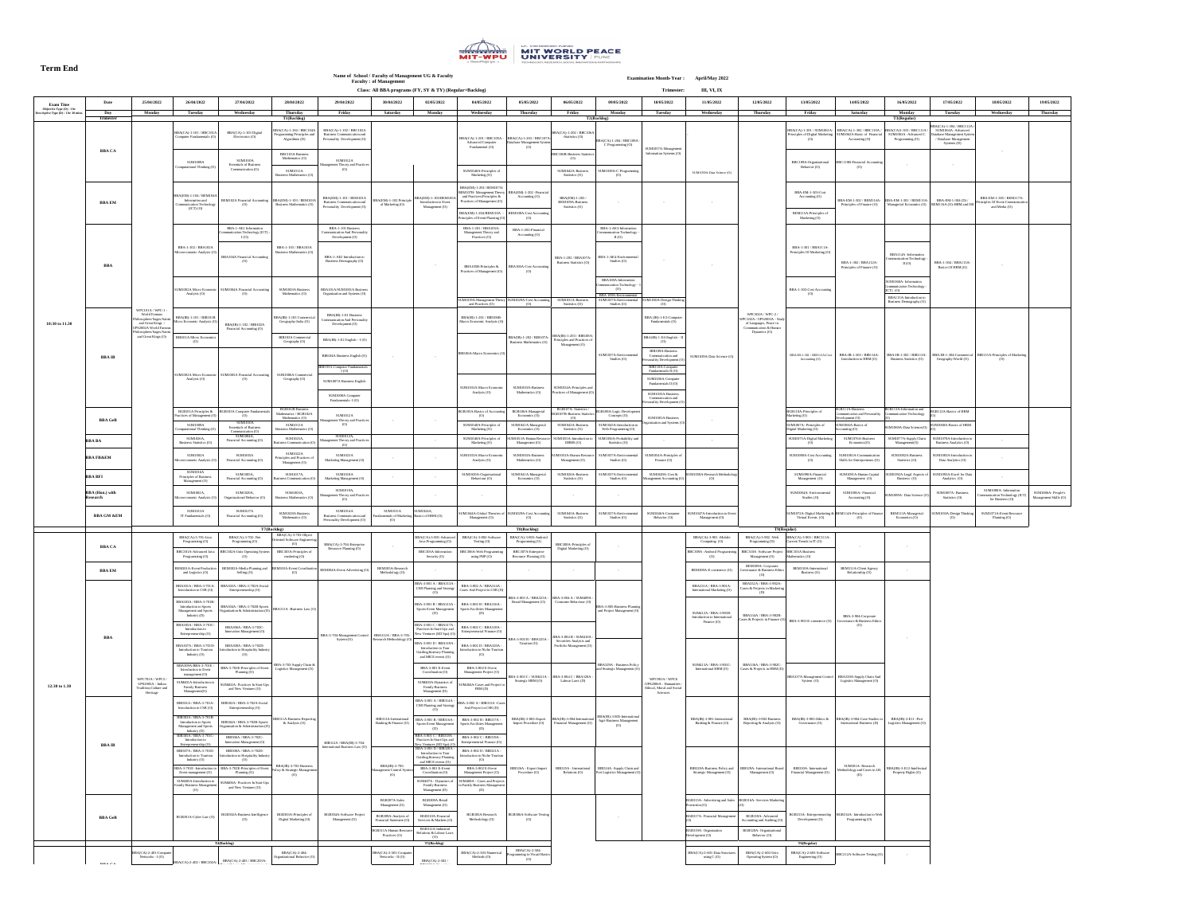# Term End

**Name of School / Faculty of Management UG & Faculty**
**Faculty : of Management**
**Class: All BBA programs (FY, SY & TY) (Regular+Backlog)**

**Examination Month-Year : April/May 2022**
**Trimester: III, VI, IX**

| Exam Time | Date | 25/04/2022 | 26/04/2022 | 27/04/2022 | 28/04/2022 | 29/04/2022 | 30/04/2022 | 02/05/2022 | 04/05/2022 | 05/05/2022 | 06/05/2022 | 09/05/2022 | 10/05/2022 | 11/05/2022 | 12/05/2022 | 13/05/2022 | 14/05/2022 | 16/05/2022 | 17/05/2022 | 18/05/2022 | 19/05/2022 |
|---|---|---|---|---|---|---|---|---|---|---|---|---|---|---|---|---|---|---|---|---|---|
| | Day | Monday | Tuesday | Wednesday | Thursday | Friday | Saturday | Monday | Wednesday | Thursday | Friday | Monday | Tuesday | Wednesday | Thursday | Friday | Saturday | Monday | Tuesday | Wednesday | Thursday |
| | Trimester | | T1(Backlog) | | | | | | T2(Backlog) | | | | | | | T3(Regular) | | | | | |
| 10:30 to 11:30 | BBA CA | | BBA(CA)-1-101 / BBC101A Computer Fundamentals (O); SUM108A Computational Thinking (O) | BBA(CA)-1-103 Digital Electronics (O); SUM101A Essentials of Business Communication (O) | BBA(CA)-1-104 / BBC104A Programming Principles and Algorithms (O); BBC103A Business Mathematics (O); SUM111A Business Mathematics (O) | BBA(CA)-1-102 / BBC102A Business Communication and Personality Development (O); SUM112A Management Theory and Practices (O) | | | BBA(CA)-2-201 / BBC201A Advanced Computer Fundamental (O); SUM104A Principles of Marketing (O) | BBA(CA)-2-203 / BBC207A Database Management System (O) | BBA(CA)-2-202 / BBC108A Statistics (O); BBC108B Business Statistics (O); SUM102A Business Statistics (O) | BBA(CA)-2-204 / BBC108A C Programming (O); SUM103A C Programming (O) | SUM107A Management Information Systems (O) | SUM103A Data Science (O) | | BBA(CA)-3-301 / SUM301A Principles of Digital Marketing (O); BBC139A Organizational Behavior (O) | BBA(CA)-3-302 / BBC310A / SUM302A Basic of Financial Accounting (O); BBC110B Financial Accounting (O) | BBA(CA)-3-303 / BBC311A / SUM303A Advanced C Programming (O) | BBA(CA)-3-304 / BBC312A / SUM304A Advanced Database Management System (O) | | |
| | BBA EM | | BBA(EM)-1-104 / BEM104A Information and Communication Technology (ICT) (O) | BEM102A Financial Accounting (O) | BBA(EM)-1-103 / BEM103A Business Mathematics (O) | BBA(EM)-1-101 / BEM101A Business Communication and Personality Development (O) | BBA(EM)-1-102 Principle of Marketing (O) | BBA(EM)-1-105 / BEM105A Introduction to Event Management (O) | BBA(EM)-2-203 / BEM207B Management Theory and Practices / Principles & Practices of Management (O); BBA(EM)-1-204 / BEM201A Principles of Event Planning (O) | BBA(EM)-2-202 Financial Accounting (O); BEM208A Cost Accounting (O) | BBA(EM)-1-202 / BEM204A Business Statistics (O) | | | | | BBA-EM-3-303 Cost Accounting (O); BEM115A Principles of Marketing (O) | BBA-EM-3-302 / BEM312A Principles of Finance (O) | BBA-EM-3-301 / BEM311A Managerial Economics (O) | BBA-EM-3-304 (O) / BEM313A (O) HRM and OB | BBA-EM-3-305 / BEM317A Principles Of Event Communication and Media (O) | |
| | BBA | | BBA-1-102 / BBA102A Microeconomic Analysis (O); SUM102A Micro Economic Analysis (O) | BBA-1-AE1 Information Communication Technology (ICT) - I (O); BBA104A Financial Accounting (O); SUM104A Financial Accounting (O) | BBA-1-103 / BBA103A Business Mathematics (O); SUM103A Business Mathematics (O) | BBA-1-101 Business Communication And Personality Development (O); BBA-1-AE2 Introduction to Business Demography (O); BBA101A/SUM101A Business Organization and Systems (O) | | | BBA-1-201 / BBA201A Management Theory and Practices (O); BBA105B Principles & Practices of Management (O); SUM109A Management Theory and Practices (O) | BBA-1-202 Financial Accounting (O); BBA206A Cost Accounting (O); SUM102A Cost Accounting (O) | BBA-1-203 / BBA207A Business Statistics (O); SUM111A Business Statistics (O) | BBA-1-AE3 Information Communication Technology - II (O); BBA-1-AE4 Environmental Studies (O); BBA202A Information Communication Technology - II (O); BBA 209A Environmental Studies (O) | SUM103A Design Thinking (O) | | | BBA-1-301 / BBA311A Principles Of Marketing (O); BBA-1-303 Cost Accounting (O) | BBA-1-302 / BBA312A Principles of Finance (O) | BBA314A Information Communication Technology-III (O); SUM304A Information Communication Technology (ICT) (O); BBA315A Introduction to Business Demography (O) | BBA-1-304 / BBA315A Basics Of HRM (O) | | |
| | BBA IB | WPC101A / WPC-1 World Famous Philosophers Sages Saints and Great Kings / UPS2002A World Famous Philosophers Sages Saints and Great Kings (O) | BBA(IB)-1-101 / IBB101B Micro Economic Analysis (O); IBB101A Micro Economics (O); SUM102A Micro Economic Analysis (O) | BBA(IB)-1-102 / IBB102A Financial Accounting (O); SUM106A Financial Accounting (O) | BBA(IB)-1-103 Commercial Geography (O); IBB103A Commercial Geography (O); SUM106A Commercial Geography (O) | BBA(IB)-1-03 Business Communication And Personality Development (O); BBA(IB)-1-E2 English - I (O); IBB104A Business English (O); IBB105A Computer Fundamentals - I (O); SUM107A Business English (O); SUM108A Computer Fundamentals - I (O) | | | IBB(IB)-1-203 / IBB208B Macro Economic Analysis (O); IBB206A Macro Economics (O); SUM103A Macro Economic Analysis (O) | BBA(IB)-1-202 / IBB107A Business Mathematics (O); SUM105A Business Mathematics (O) | BBA(IB)-1-201 / IBB208A Principles and Practices of Management (O); SUM103A Principles and Practices of Management (O) | SUM107A Environmental Studies (O) | BBA(IB)-1-E3 Computer Fundamentals (O); BBA(IB)-1-E4 English - II (O); IBB209A Business Communication and Personality Development (O); IBB210A Computer Fundamentals II (O); SUM106A Computer Fundamentals II (O); SUM105A Business Communication and Personality Development (O) | SUM103A Data Science (O) | WPC302A / WPC-2 / UPC203A / UPS2003A - Study of Languages, Peace in Communication & Human Dynamics (O) | IBB-IB-1-304 / IBB311A Cost Accounting (O) | IBB-IB-1-303 / IBB314A Introduction to HRM (O) | IBB-IB-1-303 / IBB313A Business Statistics (O) | IBB-IB-1-304 Commercial Geography-World (O) | IBB315A Principles of Marketing (O) | |
| | BBA GeB | | BGB103A Principles & Practices of Management (O); SUM108A Computational Thinking (O) | BGB105A Computer Fundamentals (O); SUM101A Essentials of Business Communication (O) | BGB102B Business Mathematics / BGB102A Mathematics (O); SUM111A Business Mathematics (O) | SUM112A Management Theory and Practices (O) | | | BGB206A Basics of Accounting (O); SUM104A Principles of Marketing (O) | BGB106A Managerial Economics (O); SUM101A Managerial Economics (O) | BGB207A Statistics / BGB107B Business Statistics (O); SUM102A Business Statistics (O) | BGB208A Logic Development Concepts (O); SUM104A Introduction to Web Programming (O) | SUM103A Business Organization and Systems (O) | | | BGB311A Principles of Marketing (O); SUM307A Principles of Digital Marketing (O) | BGB312A Business Communication and Personality Development (O); SUM306A Basics of Accounting (O) | BGB313A Information and Communication Technology (O); SUM309A Data Science (O) | BGB315A Basics of HRM (O); SUM305A Basics of HRM (O) | | |
| | BBA BA | | SUM102A, Business Statistics (O) | SUM106A, Financial Accounting (O) | SUM103A, Business Communication (O) | SUM112A, Management Theory and Practices (O) | | | SUM104A Principles of Marketing (O) | SUM101A Human Resource Management (O) | SUM105A Introduction to DBMS (O) | SUM106A Probability and Statistics (O) | | | | SUM307A Digital Marketing (O) | SUM319A Business Economics (O) | SUM307A Supply Chain Management (O) | SUM307A Introduction to Business Analytics (O) | | |
| | BBA FB&EM | | SUM102A Microeconomic Analysis (O) | SUM101A Financial Accounting (O) | SUM102A Principles and Practices of Management (O) | SUM103A Marketing Management (O) | | | SUM101A Macro Economic Analysis (O) | SUM103A Business Mathematics (O) | SUM105A Human Resource Management (O) | SUM107A Environmental Studies (O) | SUM106A Principles of Finance (O) | | | SUM308A Cost Accounting (O) | SUM301A Communication Skills for Entrepreneurs (O) | SUM302A Business Statistics (O) | SUM310A Introduction to Data Analytics (O) | | |
| | BBA BF1 | | SUM104A Principles of Business Management (O) | SUM105A, Financial Accounting (O) | SUM107A, Economics (O) | SUM103A, Marketing Management (O) | | | SUM102A Organizational Behaviour (O) | SUM101A Managerial Economics (O) | SUM106A Business Statistics (O) | SUM107A Environmental Studies (O) | SUM106A Cost & Management Accounting (O) | SUM103A Research Methodology (O) | | SUM308A Financial Management (O) | SUM305A Human Capital Management (O) | SUM306A Legal Aspects of Business (O) | SUM310A Excel for Data Analytics (O) | | |
| | BBA (Hon.) with Research | | SUM101A, Microeconomic Analysis (O) | SUM103A, Organizational Behavior (O) | SUM105A, Business Mathematics (O) | SUM110A, Management Theory and Practices (O) | | | | | | | | | | SUM304A Environmental Studies (O) | SUM308A Financial Accounting (O) | SUM309A Data Science (O) | SUM307A Business Statistics (O) | SUM308A Information Communication Technology (ICT) for Business (O) | SUM306A People's Management Skills (O) |
| | BBA GM &EM | | SUM103A IT Fundamentals (O) | SUM107A Financial Accounting (O) | SUM103A Business Mathematics (O) | SUM101A Business Communication and Personality Development (O) | SUM101A Fundamentals of Marketing (O) | SUM104A, Basics of HRM (O) | SUM104A Global Theories of Management (O) | SUM105A Cost Accounting (O) | SUM102A Business Statistics (O) | SUM107A Environmental Studies (O) | SUM108A Consumer Behavior (O) | SUM107A Introduction to Event Management (O) | | SUM172A Digital Marketing & Virtual Events (O) | BEM110A Principles of Finance (O) | BEM113A Managerial Economics (O) | SUM103A Design Thinking (O) | SUM171A Event Resource Planning (O) | |
| | Trimester | | T7(Backlog) | | | | | | T8(Backlog) | | | | | | | T9(Regular) | | | | | |
| 12:30 to 1:30 | BBA CA | WPC701A / WPC-3 / UPS208A - Indian Tradition Culture and Heritage | BBA(CA)-3-701-Java Programming (O); BBC301A Advanced Java Programming (O) | BBA(CA)-3-702-Net Programming (O); BBC302A Unix Operating System (O) | BBA(CA)-3-703 Object Oriented Software Engineering (O); BBC303A Principles of marketing (O) | BBA(CA)-3-704 Enterprise Resource Planning (O) | | BBA(CA)-3-805 Advanced Java Programming (O); BBC305A Information Security (O) | BBA(CA)-3-802 Software Testing (O); BBC306A Web Programming using PHP (O) | BBA(CA)-3-803 Android Programming (O); BBC307A Enterprise Resource Planning (O) | BBC309A Principles of Digital Marketing (O) | | | BBA(CA)-3-901 Mobile Computing (O); BBC309A Android Programming (O) | BBA(CA)-3-902 Web Programming (O); BBC310A Software Project Management (O) | BBA(CA)-3-903 / BBC311A Current Trends in IT (O); BBC303A Business Mathematics (O) | | | | | |
| | BBA EM | | BEM301A Event Production and Logistics (O) | BEM302A Media Planning and Selling (O) | BEM303A Event Coordination (O) | BEM304A Event Advertising (O) | BEM305A Research Methodology (O) | | | | | | | BEM309A E-commerce (O) | BEM309A Corporate Governance & Business Ethics (O) | BEM310A International Business (O) | BEM311A Client Agency Relationship (O) | | | | |
| | BBA | | BBA501A / BBA-3-701A Introduction to CSR (O); BBA503A / BBA-3-701B Introduction to Sports Management and Sports Industry (O); BBA505A / BBA-3-701C Introduction to Entrepreneurship (O); BBA507A / BBA-3-701D Introduction to Tourism Industry (O); BBA509A / BBA-3-701E Introduction to Event management (O); SUM401A Introduction to Family Business Management (O) | BBA502A / BBA-3-702A Social Entrepreneurship (O); BBA504A / BBA-3-702B Sports Organization & Administration (O); BBA506A / BBA-3-702C Innovation Management (O); BBA508A / BBA-3-702D Introduction to Hospitality Industry (O); BBA-3-702E Principles of Event Planning (O); SUM402A Practices In Start Ups and New Ventures (O) | BBA511A Business Law (O); BBA-3-703 Supply Chain & Logistics Management (O) | BBA-3-704 Management Control System (O) | BBA512A / BBA-3-705 Research Methodology (O) | | BBA-3-801 A / BBA513A CSR Planning and Strategy (O); BBA-3-801 B / BBA515A Sports Event Management (O); BBA-3-801 C / BBA517A Practices In Start Ups and New Ventures (O); BBA-3-801 D / BBA519A Introduction to Tour Guiding & Itinerary Planning (O); BBA-3-801 E Event Coordination (O); SUM403A Dynamics of Family Business Management (O) | BBA-3-802 A / BBA514A Cases and Project in CSR (O); BBA-3-802 B / BBA516A Sports Facilities Management (O); BBA-3-802 C / BBA518A Entrepreneurial Finance (O); BBA-3-802 D / BBA520A Introduction to Niche Tourism (O); BBA-3-802 E Event Management Project (O); SUM404A Cases and Project in HRM (O) | BBA-3-803 A / BBA521A Brand Management (O); BBA-3-803 B / BBA521A Taxation (O); BBA-3-803 C / SUM411A Strategic HRM (O) | BBA-3-804 A / SUM409A Consumer Behaviour (O); BBA-3-804 B / SUM410A Securities Analysis and Portfolio Management (O); BBA-3-804 C / BBA522A Labour Laws (O) | BBA-3-805 Business Planning and Project Management (O); BBA529A Business Policy and Strategic Management (O) | WPC901A / WPC8 / UPS2803A - Humanities: Ethical, Moral and Social Sciences | BBA531A / BBA-3-901A International Marketing (O); BBA532A / BBA-3-901B Introduction to International Finance (O); BBA533A / BBA-3-901C International HRM (O) | BBA532A / BBA-3-902A Cases & Projects in Marketing (O); BBA534A / BBA-3-902B Cases & Projects in Finance (O); BBA536A / BBA-3-902C Cases & Projects in HRM (O) | BBA-3-903 E-commerce (O); BBA537A Management Control System (O) | BBA-3-904 Corporate Governance & Business Ethics (O); BBA538A Supply Chain and Logistics Management (O) | | | | |
| | BBA IB | | IBB501A / BBA-3-701A Introduction to CSR (O); IBB503A / BBA-3-701B Introduction to Sports Management and Sports Industry (O); IBB505A / BBA-3-701C Introduction to Entrepreneurship (O); IBB507A / BBA-3-701D Introduction to Tourism Industry (O); IBB(IB)-3-701E Introduction to Event management (O); SUM401A Introduction to Family Business Management (O) | IBB502A / BBA-3-702A Social Entrepreneurship (O); IBB504A / BBA-3-702B Sports Organization & Administration (O); IBB506A / BBA-3-702C Innovation Management (O); IBB508A / BBA-3-702D Introduction to Hospitality Industry (O); IBB(IB)-3-702E Principles of Event Planning (O); SUM402A Practices In Start Ups and New Ventures (O) | IBB511A Business Reporting & Analysis (O); BBA(IB)-3-703 Business Policy & Strategic Management (O) | IBB512A / BBA(IB)-3-704 International Business Law (O) | IBB513A International Banking & Finance (O); BBA(IB)-3-705 Management Control System (O) | | BBA-3-801 A / IBB514A CSR Planning and Strategy (O); BBA-3-801 B / IBB516A Sports Event Management (O); BBA-3-801 C / IBB518A Practices In Start Ups and New Ventures (O); BBA-3-801 D / IBB520A Introduction to Tour Guiding & Itinerary Planning and MICE events (O); BBA-3-801 E Event Coordination (O); SUM403A Dynamics of Family Business Management (O) | BBA-3-802 A / IBB515A Cases And Project in CSR (O); BBA-3-802 B / IBB517A Sports Facilities Management (O); BBA-3-802 C / IBB519A Entrepreneurial Finance (O); BBA-3-802 D / IBB521A Introduction to Niche Tourism (O); BBA-3-802 E Event Management Project (O); SUM404A Cases and Projects in Family Business Management (O) | BBA(IB)-3-803 Export Import Procedure (O); IBB526A Export Import Procedure (O) | BBA(IB)-3-804 International Financial Management (O); IBB525A International Relations (O) | BBA(IB)-3-805 International Agri Business Management (O); IBB524A Supply Chain and Port Logistics Management (O) | | BBA(IB)-3-901 International Banking & Finance (O); IBB533A Business Policy and Strategic Management (O) | BBA(IB)-3-902 Business Reporting & Analysis (O); IBB529A International Brand Management (O) | BBA(IB)-3-903 Ethics & Governance (O); IBB530A International Financial Management (O) | BBA(IB)-3-904 Case Studies in International Business (O); SUM401A Research Methodology and Cases in IB (O) | BBA(IB)-3-011 Port Logistics Management (O); BBA(IB)-3-912 Intellectual Property Rights (O) | | | |
| | BBA GeB | | BGB301A Cyber Law (O) | BGB302A Business Intelligence (O) | BGB303A Principles of Digital Marketing (O) | BGB304A Software Project Management (O) | BGB307A Sales Management (O); BGB308A Analysis of Financial Statement (O); BGB311A Human Resource Practices (O) | BGB308A Retail Management (O); BGB310A Financial Services & Markets (O); BGB312A Industrial Relations & Labour Laws (O) | BGB305A Research Methodology (O) | BGB306A Software Testing (O) | | | | BGB315A Advertising and Sales Promotion (O); BGB317A Financial Management (O); BGB319A Organization Development (O) | BGB318A Services Marketing (O); BGB316A Advanced Accounting and Auditing (O); BGB320A Organizational Behavior (O) | BGB313A Entrepreneurship Development (O) | BGB314A Introduction to Web Programming (O) | | | | |
| | Trimester | | T4(Backlog) | | | | | | T5(Backlog) | | | | | | | T6(Regular) | | | | | |
| | BBA CA | BBA(CA)-2-401 Computer Networks - I (O) | BBA(CA)-2-401 / BBC202A | BBA(CA)-2-403 / BBC203A | BBA(CA)-2-404 Organizational Behavior (O) | | | BBA(CA)-2-501 Computer Networks - II (O) | BBA(CA)-2-502 / | BBA(CA)-2-503 Numerical Methods (O) | BBA(CA)-2-504 Programming in Visual Basics (O) | | | | BBA(CA)-2-601 Data Structures using C (O) | BBA(CA)-2-602 Unix Operating System (O) | BBA(CA)-2-603 Software Engineering (O) | BBC212A Software Testing (O) | | | |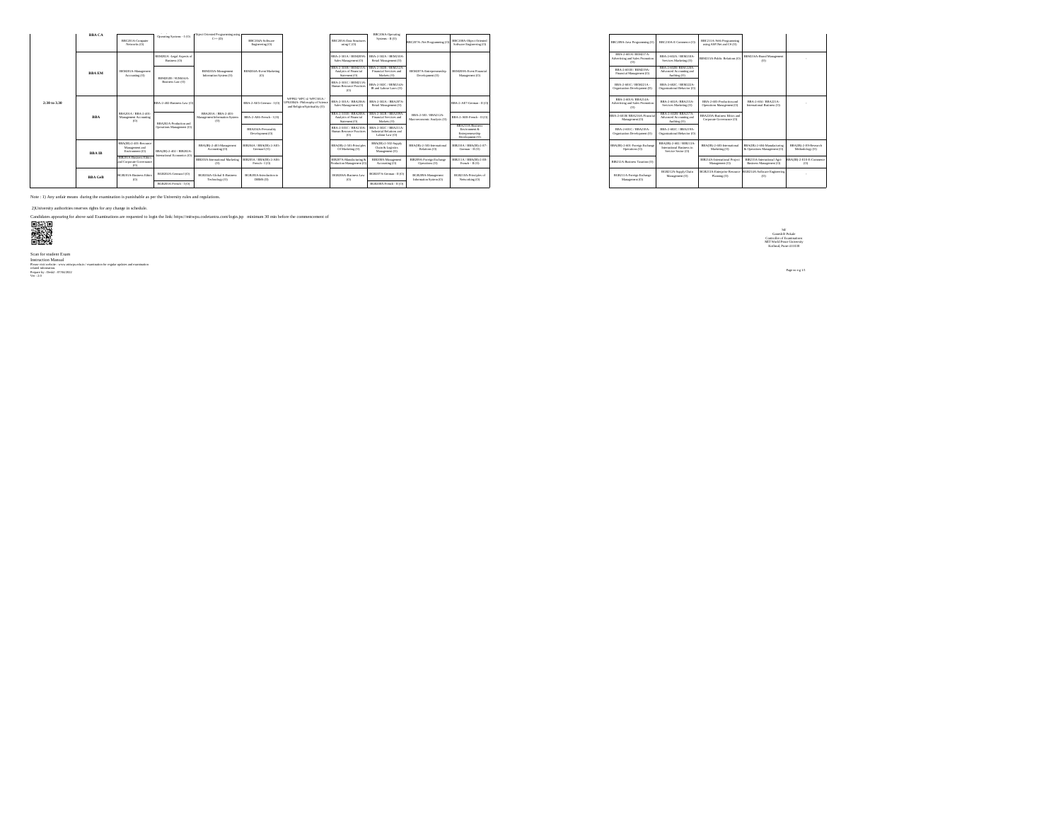| | | | | | | | | | | | | | | | | | |
|---|---|---|---|---|---|---|---|---|---|---|---|---|---|---|---|---|---|
| 2:30 to 3:30 | BBA CA | BBC201A-Computer Networks (O) | Operating Systems - I (O) | Object Oriented Programming using C++ (O) | BBC204A-Software Engineering (O) | | BBC205A-Data Structures using C (O) | BBC206A-Operating Systems - II (O) | BBC207A-.Net Programming (O) | BBC208A-Object Oriented Software Engineering (O) | | BBC209A-Java Programming (O) | BBC210A-E Commerce (O) | BBC211A-Web Programming using ASP.Net and C# (O) | | |
| | BBA EM | BEM201A-Management Accounting (O) | BEM202A -Legal Aspects of Business (O) / BEM202B / SUM414A-Business Law (O) | BEM203A-Management Information System (O) | BEM204A-Event Marketing (O) | | BBA-2-501A / BEM205A-Sales Management (O); BBA-2-501B / BEM217A-Analysis of Financial Statement (O); BBA-2-501C / BEM213A-Human Resource Practices (O) | BBA-2-502A / BEM210A-Retail Management (O); BBA-2-502B / BEM212A-Financial Services and Markets (O); BBA-2-502C / BEM214A-IR and Labour Laws (O) | BEM207A-Entrepreneurship Development (O) | BEM209A-Event Financial Management (O) | | BBA-2-601A / BEM217A-Advertising and Sales Promotion (O); BBA-2-601B / BEM219A-Financial Management (O); BBA-2-601C / BEM221A-Organization Development (O) | BBA-2-602A / BEM218A-Services Marketing (O); BBA-2-602B / BEM220A-Advanced Accounting and Auditing (O); BBA-2-602C / BEM222A-Organizational Behavior (O) | BEM215A-Public Relations (O) | BEM216A-Brand Management (O) | - |
| | BBA | BBA201A / BBA-2-401-Management Accounting (O) | BBA-2-402-Business Law (O) / BBA202A-Production and Operations Management (O) | BBA203A / BBA-2-403-Management Information System (O) | BBA-2-AE5-German - I (O); BBA-2-AE6-French - I (O); BBA204A-Personality Development (O) | WPPEU/ WPC-4/ WPC501A / UPH204A- Philosophy of Science and Religion/Spirituality (O) | BBA-2-501A / BBA206A-Sales Management (O); BBA-2-501B / BBA208A-Analysis of Financial Statement (O); BBA-2-501C / BBA210A-Human Resource Practices (O) | BBA-2-502A / BBA207A-Retail Management (O); BBA-2-502B / BBA209A-Financial Services and Markets (O); BBA-2-502C / BBA211A-Industrial Relations and Labour Law (O) | BBA-2-503 / BBA212A-Macroeconomic Analysis (O) | BBA-2-AE7-German - II (O); BBA-2-AE8-French - II (O); BBA215A-Business Environment & Entrepreneurship Development (O) | | BBA-2-601A / BBA214A-Advertising and Sales Promotion (O); BBA-2-601B/ BBA216A-Financial Management (O); BBA-2-601C / BBA218A-Organization Development (O) | BBA-2-602A / BBA213A-Services Marketing (O); BBA-2-602B / BBA217A-Advanced Accounting and Auditing (O); BBA-2-602C / BBA219A-Organizational Behavior (O) | BBA-2-603-Production and Operations Management (O); BBA220A-Business Ethics and Corporate Governance (O) | BBA-2-604 / BBA221A-International Business (O) | - |
| | BBA IB | BBA(IB)-2-401-Resource Management and Environment (O); BIB201A-Business Ethics and Corporate Governance (O) | BBA(IB)-2-402 / BIB202A-International Economics (O) | BBA(IB)-2-403-Management Accounting (O); BIB203A-International Marketing (O) | BIB204A / BBA(IB)-2-AE5-German-I (O); BIB205A / BBA(IB)-2-AE6-French - I (O) | | BBA(IB)-2-501-Principles Of Marketing (O); BIB207A-Manufacturing & Production Management (O) | BBA(IB)-2-502-Supply Chain & Logistics Management (O); BIB208A-Management Accounting (O) | BBA(IB)-2-503-International Relations (O); BIB209A-Foreign Exchange Operations (O) | BIB210A / BBA(IB)-2-AE7-German - II (O); BIB211A / BBA(IB)-2-AE8-French - II (O) | | BBA(IB)-2-601-Foreign Exchange Operations (O); BIB212A-Business Taxation (O) | BBA(IB)-2-602 / BIB213A-International Business in Service Sector (O) | BBA(IB)-2-603-International Marketing (O); BIB214A-International Project Management (O) | BBA(IB)-2-604-Manufacturing & Operations Management (O); BIB215A-International Agri-Business Management (O) | BBA(IB)-2-E9-Research Methodology (O); BBA(IB)-2-E10-E-Commerce (O) |
| | BBA GeB | BGB201A-Business Ethics (O) | BGB202A-German-I (O); BGB203A-French - I (O) | BGB204A-Global E-Business Technology (O) | BGB205A-Introduction to DBMS (O) | | BGB206A-Business Law (O) | BGB207A-German - II (O); BGB208A-French - II (O) | BGB209A-Management Information System (O) | BGB210A-Principles of Networking (O) | | BGB211A-Foreign Exchange Management (O) | BGB212A-Supply Chain Management (O) | BGB213A-Enterprise Resource Planning (O) | BGB214A-Software Engineering (O) | - |

Note : 1) Any unfair means during the examination is punishable as per the University rules and regulations.

2)University authorities reserves rights for any change in schedule.

Candidates appearing for above said Examinations are requested to login the link: https://mitwpu.codetantra.com/login.jsp minimum 30 min before the commencement of

Scan for student Exam Instruction Manual

Please visit website : www.mitwpu.edu.in / examination for regular updates and examination related information.

Prepare by : Hroli2 : 07/04/2022

Ver : 2.0

Sd/

Ganesh B Pulale

Controller of Examinations

MIT World Peace University

Kothrud, Pune-411038